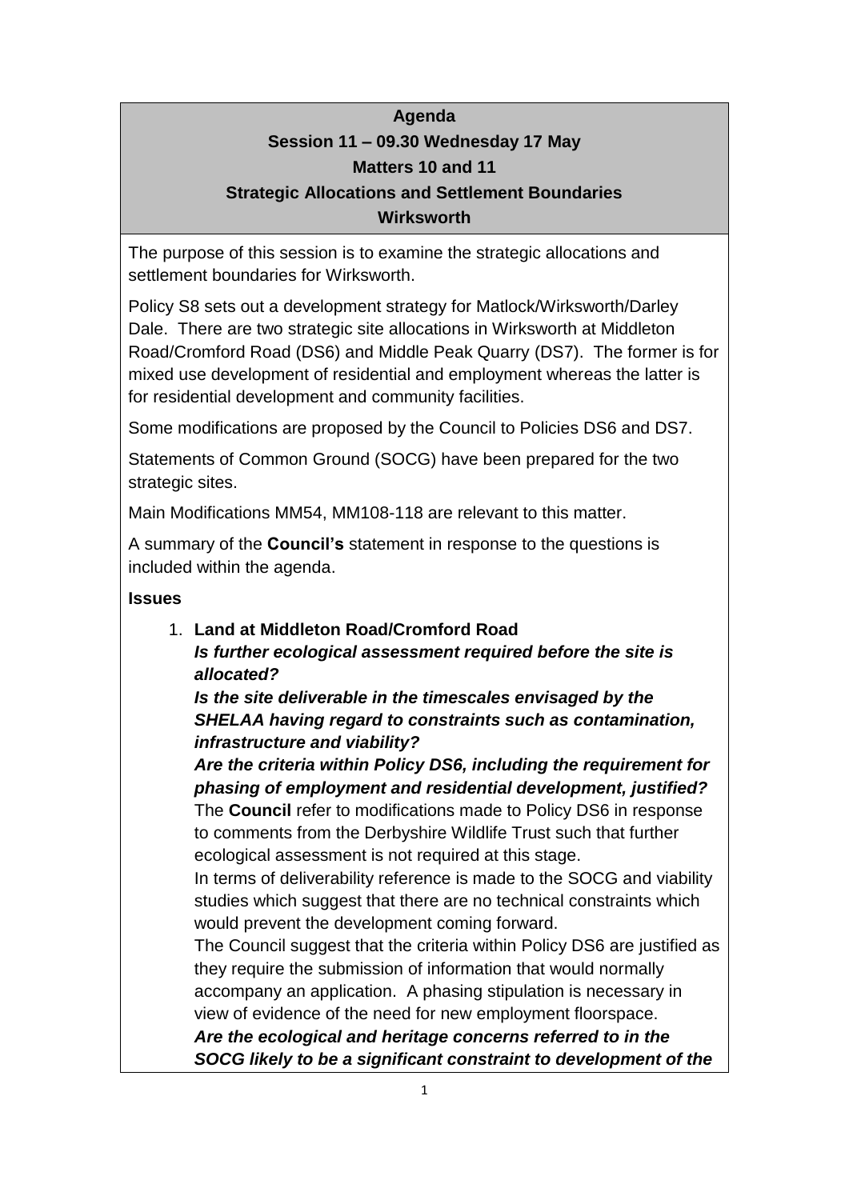**Agenda**

**Session 11 – 09.30 Wednesday 17 May**

**Matters 10 and 11**

**Strategic Allocations and Settlement Boundaries**

**Wirksworth**

The purpose of this session is to examine the strategic allocations and settlement boundaries for Wirksworth.

Policy S8 sets out a development strategy for Matlock/Wirksworth/Darley Dale. There are two strategic site allocations in Wirksworth at Middleton Road/Cromford Road (DS6) and Middle Peak Quarry (DS7). The former is for mixed use development of residential and employment whereas the latter is for residential development and community facilities.

Some modifications are proposed by the Council to Policies DS6 and DS7.

Statements of Common Ground (SOCG) have been prepared for the two strategic sites.

Main Modifications MM54, MM108-118 are relevant to this matter.

A summary of the **Council's** statement in response to the questions is included within the agenda.

**Issues**

1. **Land at Middleton Road/Cromford Road**

   ***Is further ecological assessment required before the site is allocated?***

   ***Is the site deliverable in the timescales envisaged by the SHELAA having regard to constraints such as contamination, infrastructure and viability?***

   ***Are the criteria within Policy DS6, including the requirement for phasing of employment and residential development, justified?***

   The **Council** refer to modifications made to Policy DS6 in response to comments from the Derbyshire Wildlife Trust such that further ecological assessment is not required at this stage.

   In terms of deliverability reference is made to the SOCG and viability studies which suggest that there are no technical constraints which would prevent the development coming forward.

   The Council suggest that the criteria within Policy DS6 are justified as they require the submission of information that would normally accompany an application. A phasing stipulation is necessary in view of evidence of the need for new employment floorspace.

   ***Are the ecological and heritage concerns referred to in the SOCG likely to be a significant constraint to development of the***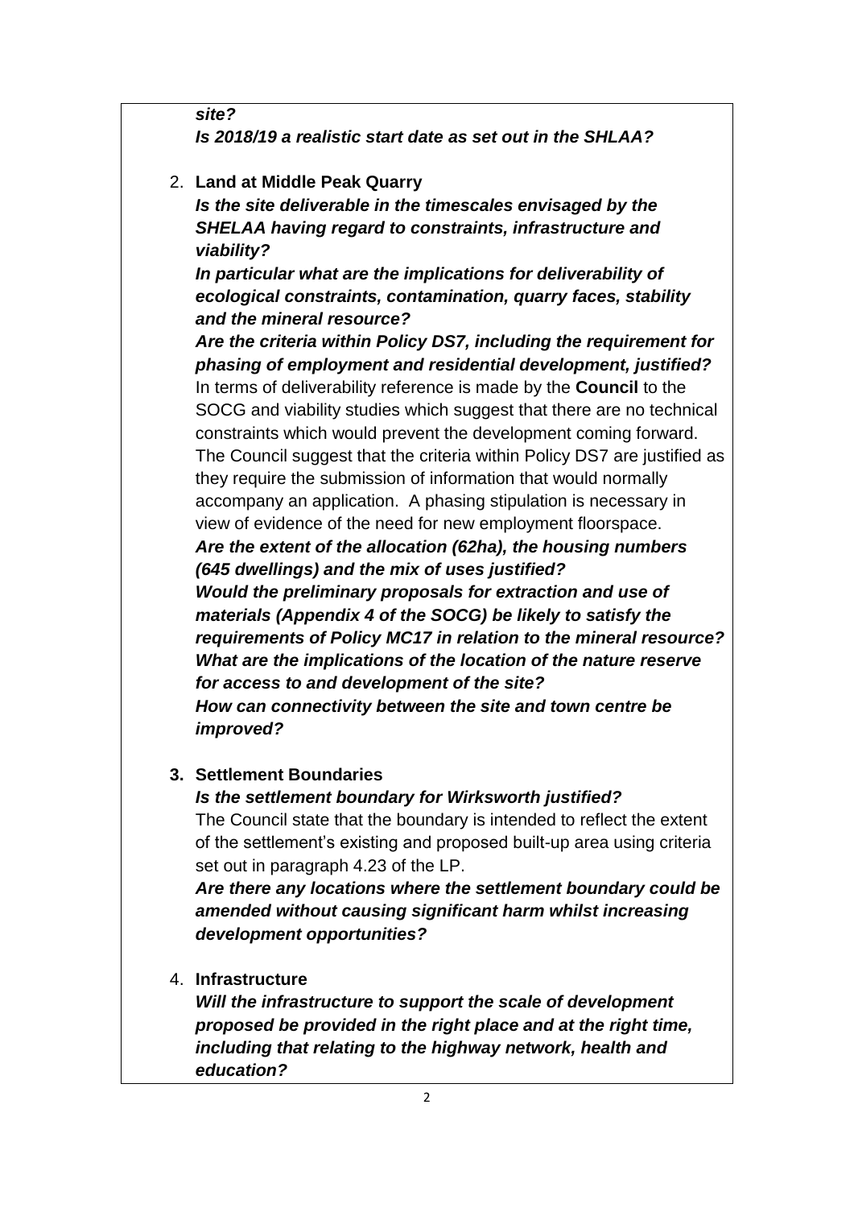***site?***

***Is 2018/19 a realistic start date as set out in the SHLAA?***

2. **Land at Middle Peak Quarry**

   ***Is the site deliverable in the timescales envisaged by the SHELAA having regard to constraints, infrastructure and viability?***

   ***In particular what are the implications for deliverability of ecological constraints, contamination, quarry faces, stability and the mineral resource?***

   ***Are the criteria within Policy DS7, including the requirement for phasing of employment and residential development, justified?***

   In terms of deliverability reference is made by the **Council** to the SOCG and viability studies which suggest that there are no technical constraints which would prevent the development coming forward. The Council suggest that the criteria within Policy DS7 are justified as they require the submission of information that would normally accompany an application. A phasing stipulation is necessary in view of evidence of the need for new employment floorspace.

   ***Are the extent of the allocation (62ha), the housing numbers (645 dwellings) and the mix of uses justified?***

   ***Would the preliminary proposals for extraction and use of materials (Appendix 4 of the SOCG) be likely to satisfy the requirements of Policy MC17 in relation to the mineral resource?***

   ***What are the implications of the location of the nature reserve for access to and development of the site?***

   ***How can connectivity between the site and town centre be improved?***

3. **Settlement Boundaries**

   ***Is the settlement boundary for Wirksworth justified?***

   The Council state that the boundary is intended to reflect the extent of the settlement's existing and proposed built-up area using criteria set out in paragraph 4.23 of the LP.

   ***Are there any locations where the settlement boundary could be amended without causing significant harm whilst increasing development opportunities?***

4. **Infrastructure**

   ***Will the infrastructure to support the scale of development proposed be provided in the right place and at the right time, including that relating to the highway network, health and education?***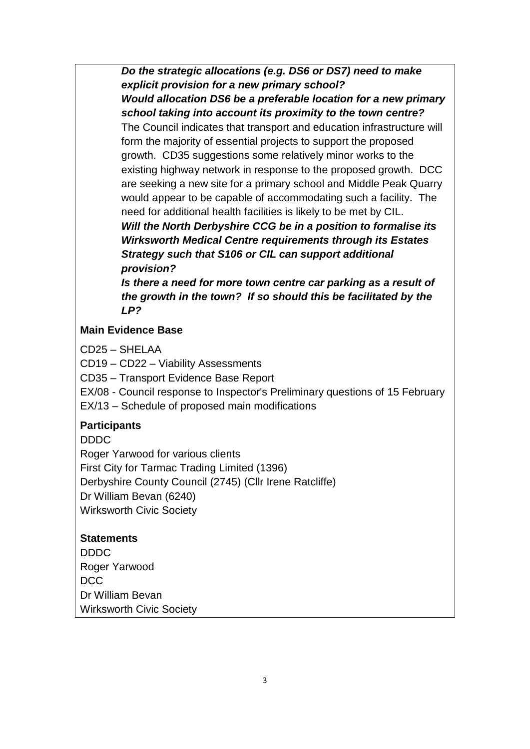***Do the strategic allocations (e.g. DS6 or DS7) need to make explicit provision for a new primary school?***

***Would allocation DS6 be a preferable location for a new primary school taking into account its proximity to the town centre?***

The Council indicates that transport and education infrastructure will form the majority of essential projects to support the proposed growth. CD35 suggestions some relatively minor works to the existing highway network in response to the proposed growth. DCC are seeking a new site for a primary school and Middle Peak Quarry would appear to be capable of accommodating such a facility. The need for additional health facilities is likely to be met by CIL.

***Will the North Derbyshire CCG be in a position to formalise its Wirksworth Medical Centre requirements through its Estates Strategy such that S106 or CIL can support additional provision?***

***Is there a need for more town centre car parking as a result of the growth in the town? If so should this be facilitated by the LP?***

**Main Evidence Base**

CD25 – SHELAA

CD19 – CD22 – Viability Assessments

CD35 – Transport Evidence Base Report

EX/08 - Council response to Inspector's Preliminary questions of 15 February

EX/13 – Schedule of proposed main modifications

**Participants**

DDDC

Roger Yarwood for various clients

First City for Tarmac Trading Limited (1396)

Derbyshire County Council (2745) (Cllr Irene Ratcliffe)

Dr William Bevan (6240)

Wirksworth Civic Society

**Statements**

DDDC

Roger Yarwood

DCC

Dr William Bevan

Wirksworth Civic Society